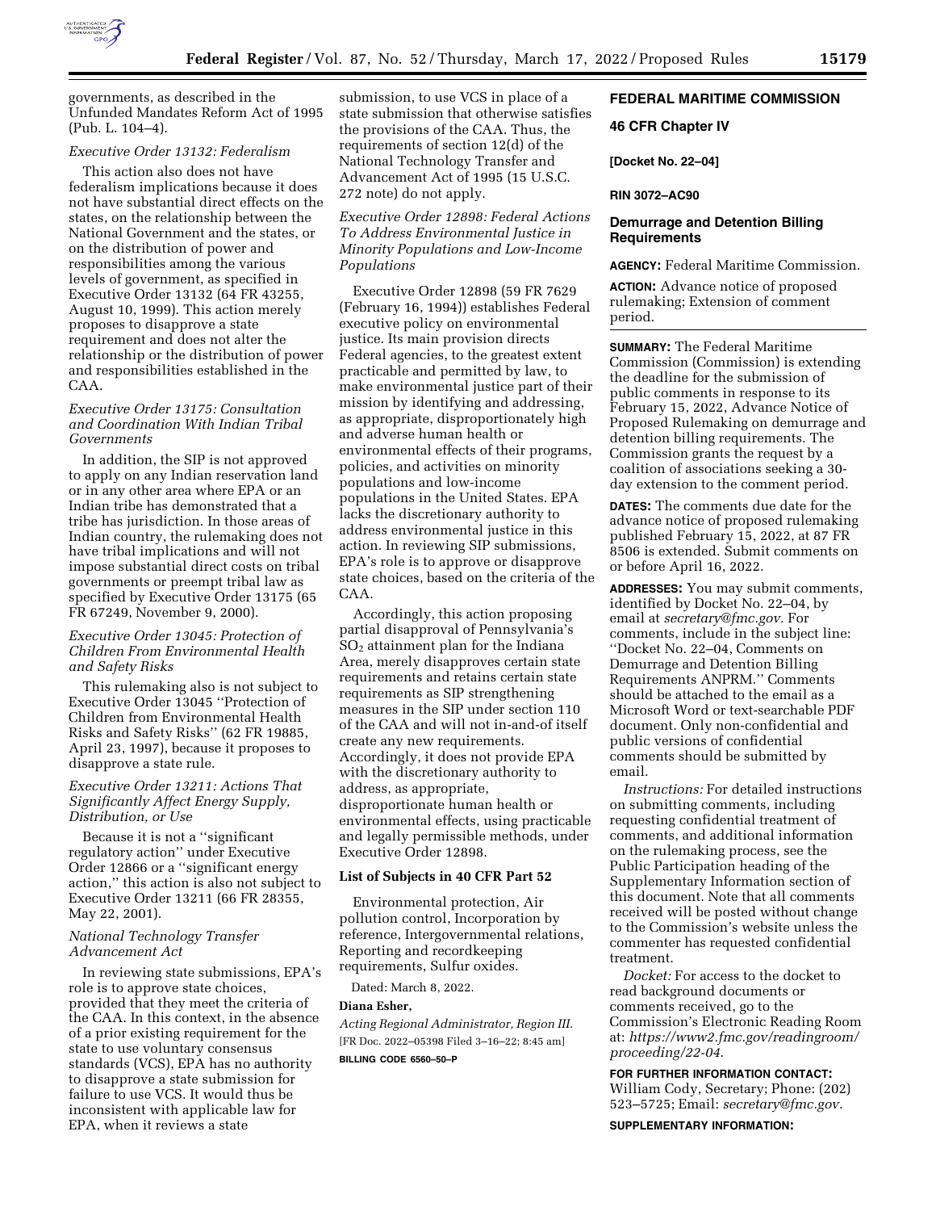governments, as described in the Unfunded Mandates Reform Act of 1995 (Pub. L. 104–4).

*Executive Order 13132: Federalism*

This action also does not have federalism implications because it does not have substantial direct effects on the states, on the relationship between the National Government and the states, or on the distribution of power and responsibilities among the various levels of government, as specified in Executive Order 13132 (64 FR 43255, August 10, 1999). This action merely proposes to disapprove a state requirement and does not alter the relationship or the distribution of power and responsibilities established in the CAA.

*Executive Order 13175: Consultation and Coordination With Indian Tribal Governments*

In addition, the SIP is not approved to apply on any Indian reservation land or in any other area where EPA or an Indian tribe has demonstrated that a tribe has jurisdiction. In those areas of Indian country, the rulemaking does not have tribal implications and will not impose substantial direct costs on tribal governments or preempt tribal law as specified by Executive Order 13175 (65 FR 67249, November 9, 2000).

*Executive Order 13045: Protection of Children From Environmental Health and Safety Risks*

This rulemaking also is not subject to Executive Order 13045 ''Protection of Children from Environmental Health Risks and Safety Risks'' (62 FR 19885, April 23, 1997), because it proposes to disapprove a state rule.

*Executive Order 13211: Actions That Significantly Affect Energy Supply, Distribution, or Use*

Because it is not a ''significant regulatory action'' under Executive Order 12866 or a ''significant energy action,'' this action is also not subject to Executive Order 13211 (66 FR 28355, May 22, 2001).

*National Technology Transfer Advancement Act*

In reviewing state submissions, EPA's role is to approve state choices, provided that they meet the criteria of the CAA. In this context, in the absence of a prior existing requirement for the state to use voluntary consensus standards (VCS), EPA has no authority to disapprove a state submission for failure to use VCS. It would thus be inconsistent with applicable law for EPA, when it reviews a state submission, to use VCS in place of a state submission that otherwise satisfies the provisions of the CAA. Thus, the requirements of section 12(d) of the National Technology Transfer and Advancement Act of 1995 (15 U.S.C. 272 note) do not apply.

*Executive Order 12898: Federal Actions To Address Environmental Justice in Minority Populations and Low-Income Populations*

Executive Order 12898 (59 FR 7629 (February 16, 1994)) establishes Federal executive policy on environmental justice. Its main provision directs Federal agencies, to the greatest extent practicable and permitted by law, to make environmental justice part of their mission by identifying and addressing, as appropriate, disproportionately high and adverse human health or environmental effects of their programs, policies, and activities on minority populations and low-income populations in the United States. EPA lacks the discretionary authority to address environmental justice in this action. In reviewing SIP submissions, EPA's role is to approve or disapprove state choices, based on the criteria of the CAA.

Accordingly, this action proposing partial disapproval of Pennsylvania's $SO_2$ attainment plan for the Indiana Area, merely disapproves certain state requirements and retains certain state requirements as SIP strengthening measures in the SIP under section 110 of the CAA and will not in-and-of itself create any new requirements. Accordingly, it does not provide EPA with the discretionary authority to address, as appropriate, disproportionate human health or environmental effects, using practicable and legally permissible methods, under Executive Order 12898.

**List of Subjects in 40 CFR Part 52**

Environmental protection, Air pollution control, Incorporation by reference, Intergovernmental relations, Reporting and recordkeeping requirements, Sulfur oxides.

Dated: March 8, 2022.

**Diana Esher,**

*Acting Regional Administrator, Region III.*

[FR Doc. 2022–05398 Filed 3–16–22; 8:45 am]

**BILLING CODE 6560–50–P**

## FEDERAL MARITIME COMMISSION

## 46 CFR Chapter IV

**[Docket No. 22–04]**

**RIN 3072–AC90**

## Demurrage and Detention Billing Requirements

**AGENCY:** Federal Maritime Commission.

**ACTION:** Advance notice of proposed rulemaking; Extension of comment period.

**SUMMARY:** The Federal Maritime Commission (Commission) is extending the deadline for the submission of public comments in response to its February 15, 2022, Advance Notice of Proposed Rulemaking on demurrage and detention billing requirements. The Commission grants the request by a coalition of associations seeking a 30-day extension to the comment period.

**DATES:** The comments due date for the advance notice of proposed rulemaking published February 15, 2022, at 87 FR 8506 is extended. Submit comments on or before April 16, 2022.

**ADDRESSES:** You may submit comments, identified by Docket No. 22–04, by email at *secretary@fmc.gov.* For comments, include in the subject line: ''Docket No. 22–04, Comments on Demurrage and Detention Billing Requirements ANPRM.'' Comments should be attached to the email as a Microsoft Word or text-searchable PDF document. Only non-confidential and public versions of confidential comments should be submitted by email.

*Instructions:* For detailed instructions on submitting comments, including requesting confidential treatment of comments, and additional information on the rulemaking process, see the Public Participation heading of the Supplementary Information section of this document. Note that all comments received will be posted without change to the Commission's website unless the commenter has requested confidential treatment.

*Docket:* For access to the docket to read background documents or comments received, go to the Commission's Electronic Reading Room at: *https://www2.fmc.gov/readingroom/proceeding/22-04.*

**FOR FURTHER INFORMATION CONTACT:** William Cody, Secretary; Phone: (202) 523–5725; Email: *secretary@fmc.gov.*

**SUPPLEMENTARY INFORMATION:**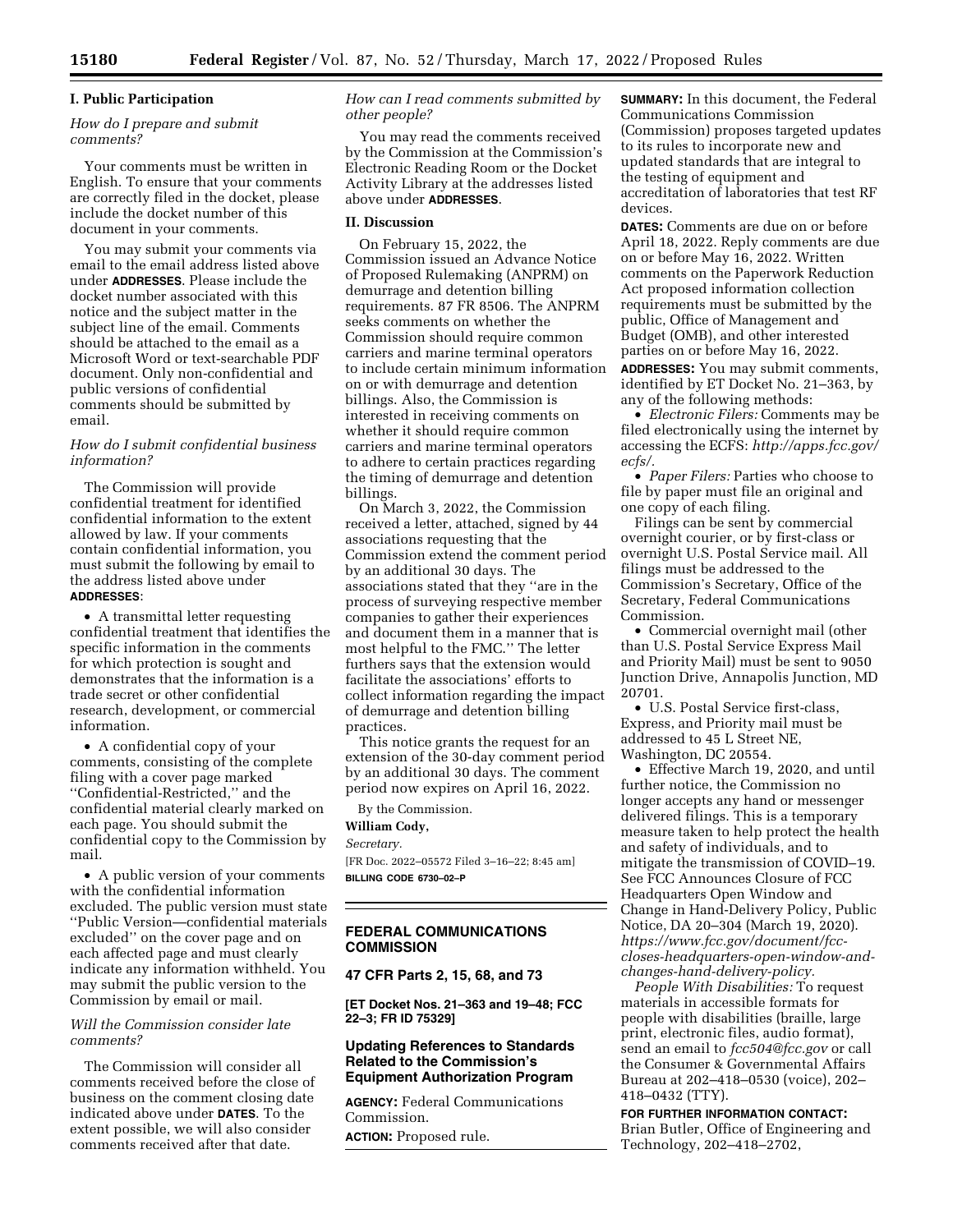## I. Public Participation

### *How do I prepare and submit comments?*

Your comments must be written in English. To ensure that your comments are correctly filed in the docket, please include the docket number of this document in your comments.

You may submit your comments via email to the email address listed above under **ADDRESSES**. Please include the docket number associated with this notice and the subject matter in the subject line of the email. Comments should be attached to the email as a Microsoft Word or text-searchable PDF document. Only non-confidential and public versions of confidential comments should be submitted by email.

### *How do I submit confidential business information?*

The Commission will provide confidential treatment for identified confidential information to the extent allowed by law. If your comments contain confidential information, you must submit the following by email to the address listed above under **ADDRESSES**:

- A transmittal letter requesting confidential treatment that identifies the specific information in the comments for which protection is sought and demonstrates that the information is a trade secret or other confidential research, development, or commercial information.
- A confidential copy of your comments, consisting of the complete filing with a cover page marked ''Confidential-Restricted,'' and the confidential material clearly marked on each page. You should submit the confidential copy to the Commission by mail.
- A public version of your comments with the confidential information excluded. The public version must state ''Public Version—confidential materials excluded'' on the cover page and on each affected page and must clearly indicate any information withheld. You may submit the public version to the Commission by email or mail.

### *Will the Commission consider late comments?*

The Commission will consider all comments received before the close of business on the comment closing date indicated above under **DATES**. To the extent possible, we will also consider comments received after that date.

### *How can I read comments submitted by other people?*

You may read the comments received by the Commission at the Commission's Electronic Reading Room or the Docket Activity Library at the addresses listed above under **ADDRESSES**.

## II. Discussion

On February 15, 2022, the Commission issued an Advance Notice of Proposed Rulemaking (ANPRM) on demurrage and detention billing requirements. 87 FR 8506. The ANPRM seeks comments on whether the Commission should require common carriers and marine terminal operators to include certain minimum information on or with demurrage and detention billings. Also, the Commission is interested in receiving comments on whether it should require common carriers and marine terminal operators to adhere to certain practices regarding the timing of demurrage and detention billings.

On March 3, 2022, the Commission received a letter, attached, signed by 44 associations requesting that the Commission extend the comment period by an additional 30 days. The associations stated that they ''are in the process of surveying respective member companies to gather their experiences and document them in a manner that is most helpful to the FMC.'' The letter furthers says that the extension would facilitate the associations' efforts to collect information regarding the impact of demurrage and detention billing practices.

This notice grants the request for an extension of the 30-day comment period by an additional 30 days. The comment period now expires on April 16, 2022.

By the Commission.

**William Cody,**

*Secretary.*

[FR Doc. 2022–05572 Filed 3–16–22; 8:45 am]

**BILLING CODE 6730–02–P**

---

# FEDERAL COMMUNICATIONS COMMISSION

## 47 CFR Parts 2, 15, 68, and 73

**[ET Docket Nos. 21–363 and 19–48; FCC 22–3; FR ID 75329]**

## Updating References to Standards Related to the Commission's Equipment Authorization Program

**AGENCY:** Federal Communications Commission.

**ACTION:** Proposed rule.

**SUMMARY:** In this document, the Federal Communications Commission (Commission) proposes targeted updates to its rules to incorporate new and updated standards that are integral to the testing of equipment and accreditation of laboratories that test RF devices.

**DATES:** Comments are due on or before April 18, 2022. Reply comments are due on or before May 16, 2022. Written comments on the Paperwork Reduction Act proposed information collection requirements must be submitted by the public, Office of Management and Budget (OMB), and other interested parties on or before May 16, 2022.

**ADDRESSES:** You may submit comments, identified by ET Docket No. 21–363, by any of the following methods:

- *Electronic Filers:* Comments may be filed electronically using the internet by accessing the ECFS: *http://apps.fcc.gov/ecfs/*.
- *Paper Filers:* Parties who choose to file by paper must file an original and one copy of each filing.

Filings can be sent by commercial overnight courier, or by first-class or overnight U.S. Postal Service mail. All filings must be addressed to the Commission's Secretary, Office of the Secretary, Federal Communications Commission.

- Commercial overnight mail (other than U.S. Postal Service Express Mail and Priority Mail) must be sent to 9050 Junction Drive, Annapolis Junction, MD 20701.
- U.S. Postal Service first-class, Express, and Priority mail must be addressed to 45 L Street NE, Washington, DC 20554.
- Effective March 19, 2020, and until further notice, the Commission no longer accepts any hand or messenger delivered filings. This is a temporary measure taken to help protect the health and safety of individuals, and to mitigate the transmission of COVID–19. See FCC Announces Closure of FCC Headquarters Open Window and Change in Hand-Delivery Policy, Public Notice, DA 20–304 (March 19, 2020). *https://www.fcc.gov/document/fcc-closes-headquarters-open-window-and-changes-hand-delivery-policy.*

*People With Disabilities:* To request materials in accessible formats for people with disabilities (braille, large print, electronic files, audio format), send an email to *fcc504@fcc.gov* or call the Consumer & Governmental Affairs Bureau at 202–418–0530 (voice), 202–418–0432 (TTY).

**FOR FURTHER INFORMATION CONTACT:** Brian Butler, Office of Engineering and Technology, 202–418–2702,